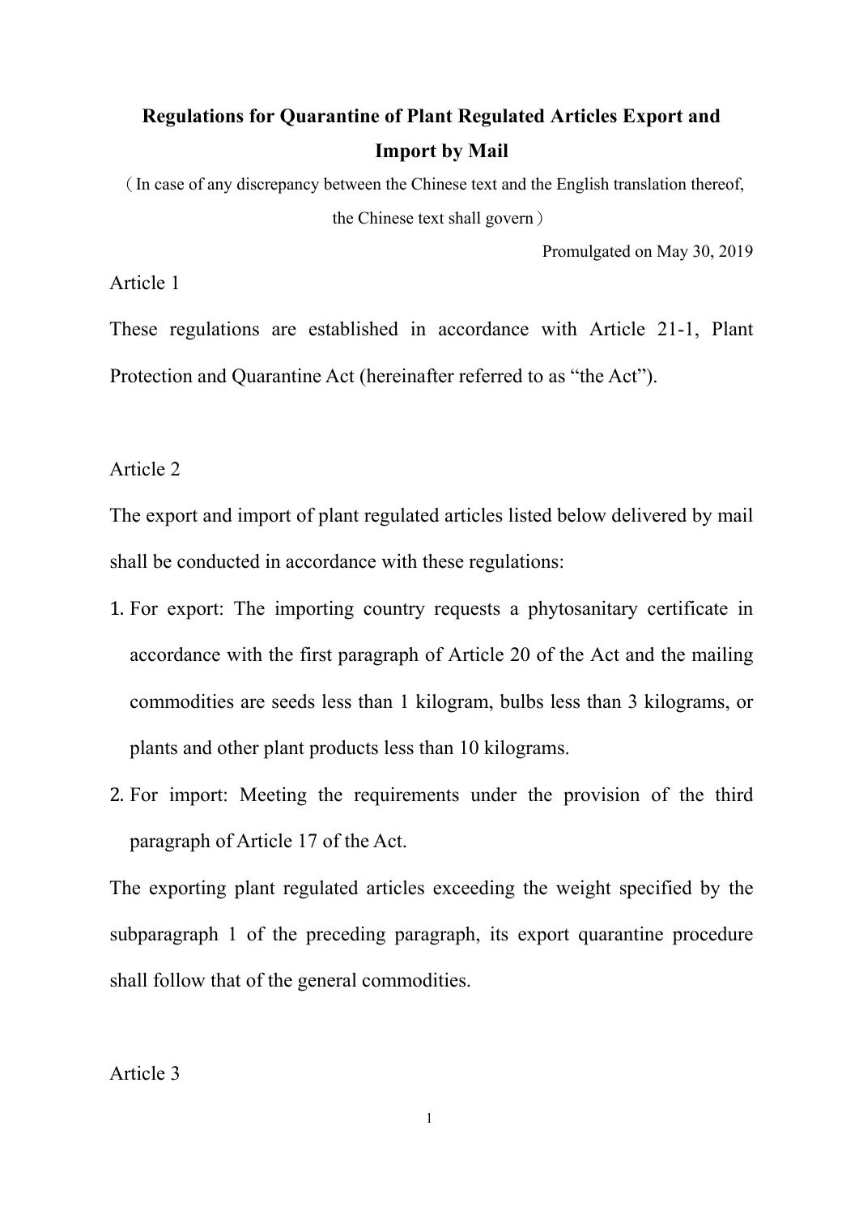# Regulations for Quarantine of Plant Regulated Articles Export and Import by Mail

（In case of any discrepancy between the Chinese text and the English translation thereof, the Chinese text shall govern）

Promulgated on May 30, 2019

Article 1

These regulations are established in accordance with Article 21-1, Plant Protection and Quarantine Act (hereinafter referred to as "the Act").

Article 2

The export and import of plant regulated articles listed below delivered by mail shall be conducted in accordance with these regulations:

1. For export: The importing country requests a phytosanitary certificate in accordance with the first paragraph of Article 20 of the Act and the mailing commodities are seeds less than 1 kilogram, bulbs less than 3 kilograms, or plants and other plant products less than 10 kilograms.
2. For import: Meeting the requirements under the provision of the third paragraph of Article 17 of the Act.

The exporting plant regulated articles exceeding the weight specified by the subparagraph 1 of the preceding paragraph, its export quarantine procedure shall follow that of the general commodities.

Article 3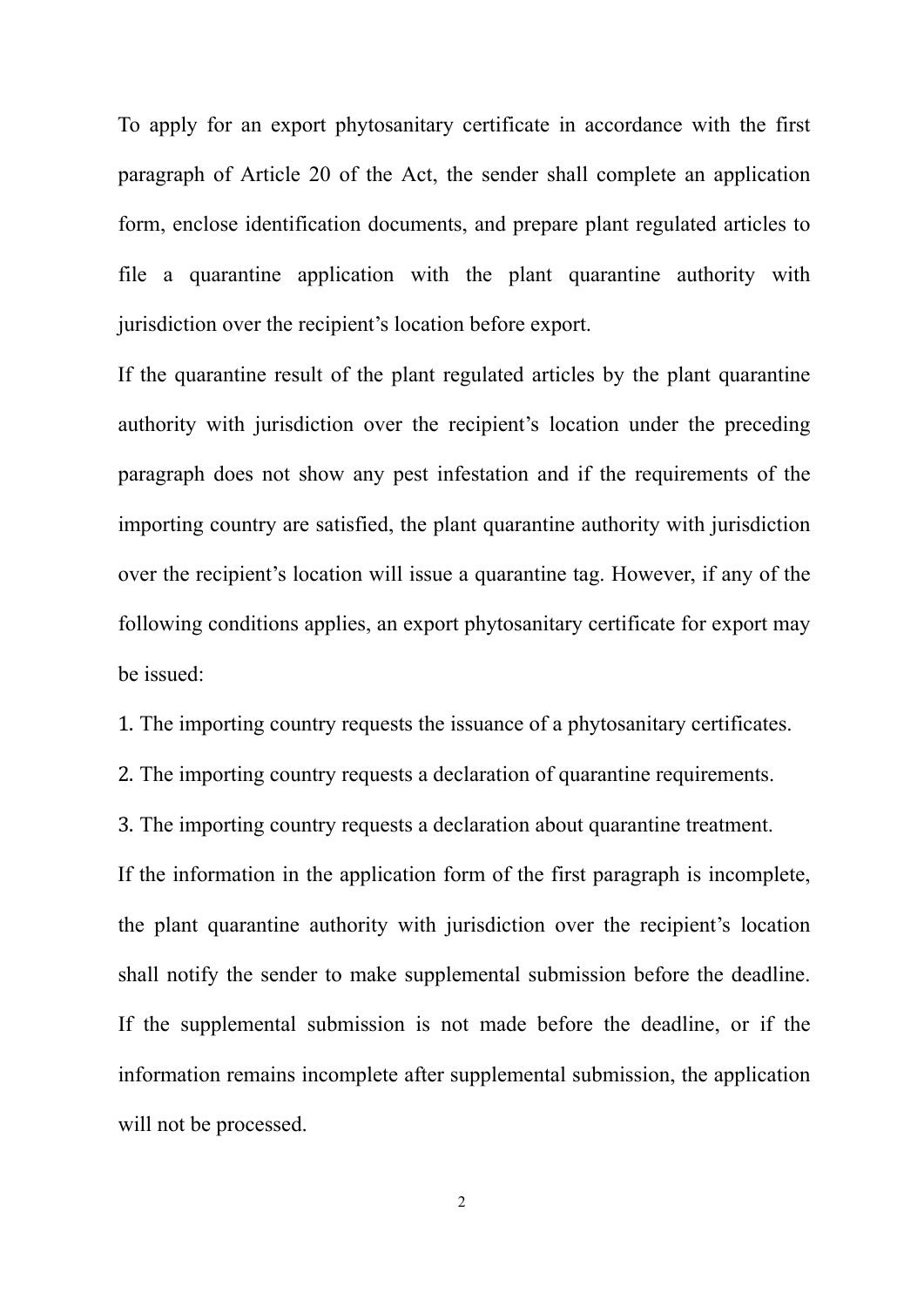To apply for an export phytosanitary certificate in accordance with the first paragraph of Article 20 of the Act, the sender shall complete an application form, enclose identification documents, and prepare plant regulated articles to file a quarantine application with the plant quarantine authority with jurisdiction over the recipient's location before export.

If the quarantine result of the plant regulated articles by the plant quarantine authority with jurisdiction over the recipient's location under the preceding paragraph does not show any pest infestation and if the requirements of the importing country are satisfied, the plant quarantine authority with jurisdiction over the recipient's location will issue a quarantine tag. However, if any of the following conditions applies, an export phytosanitary certificate for export may be issued:

1. The importing country requests the issuance of a phytosanitary certificates.
2. The importing country requests a declaration of quarantine requirements.
3. The importing country requests a declaration about quarantine treatment.

If the information in the application form of the first paragraph is incomplete, the plant quarantine authority with jurisdiction over the recipient's location shall notify the sender to make supplemental submission before the deadline. If the supplemental submission is not made before the deadline, or if the information remains incomplete after supplemental submission, the application will not be processed.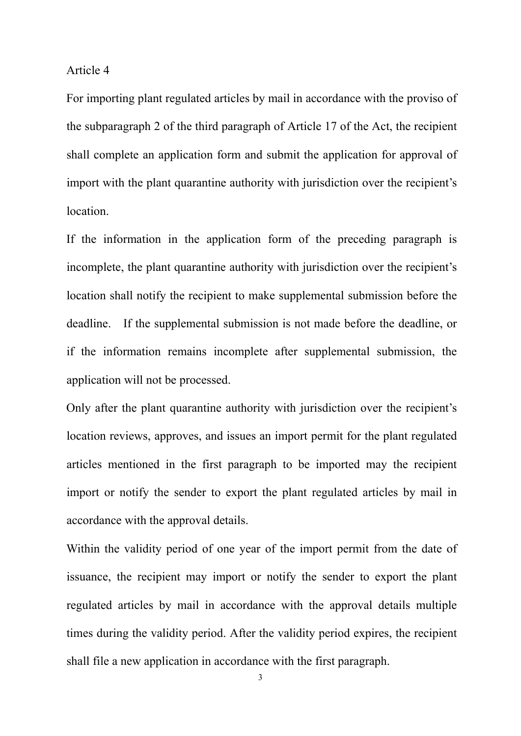Article 4

For importing plant regulated articles by mail in accordance with the proviso of the subparagraph 2 of the third paragraph of Article 17 of the Act, the recipient shall complete an application form and submit the application for approval of import with the plant quarantine authority with jurisdiction over the recipient's location.

If the information in the application form of the preceding paragraph is incomplete, the plant quarantine authority with jurisdiction over the recipient's location shall notify the recipient to make supplemental submission before the deadline. If the supplemental submission is not made before the deadline, or if the information remains incomplete after supplemental submission, the application will not be processed.

Only after the plant quarantine authority with jurisdiction over the recipient's location reviews, approves, and issues an import permit for the plant regulated articles mentioned in the first paragraph to be imported may the recipient import or notify the sender to export the plant regulated articles by mail in accordance with the approval details.

Within the validity period of one year of the import permit from the date of issuance, the recipient may import or notify the sender to export the plant regulated articles by mail in accordance with the approval details multiple times during the validity period. After the validity period expires, the recipient shall file a new application in accordance with the first paragraph.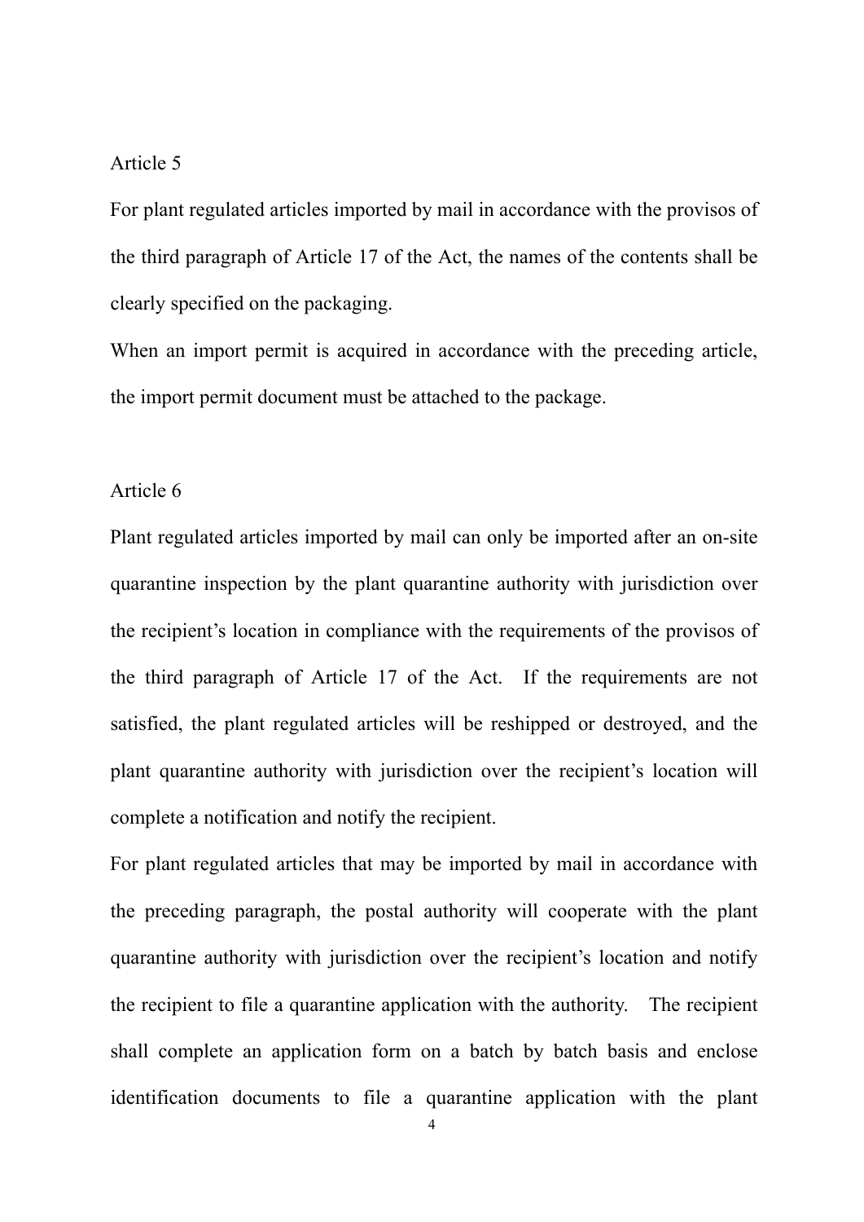## Article 5

For plant regulated articles imported by mail in accordance with the provisos of the third paragraph of Article 17 of the Act, the names of the contents shall be clearly specified on the packaging.

When an import permit is acquired in accordance with the preceding article, the import permit document must be attached to the package.

## Article 6

Plant regulated articles imported by mail can only be imported after an on-site quarantine inspection by the plant quarantine authority with jurisdiction over the recipient's location in compliance with the requirements of the provisos of the third paragraph of Article 17 of the Act. If the requirements are not satisfied, the plant regulated articles will be reshipped or destroyed, and the plant quarantine authority with jurisdiction over the recipient's location will complete a notification and notify the recipient.

For plant regulated articles that may be imported by mail in accordance with the preceding paragraph, the postal authority will cooperate with the plant quarantine authority with jurisdiction over the recipient's location and notify the recipient to file a quarantine application with the authority. The recipient shall complete an application form on a batch by batch basis and enclose identification documents to file a quarantine application with the plant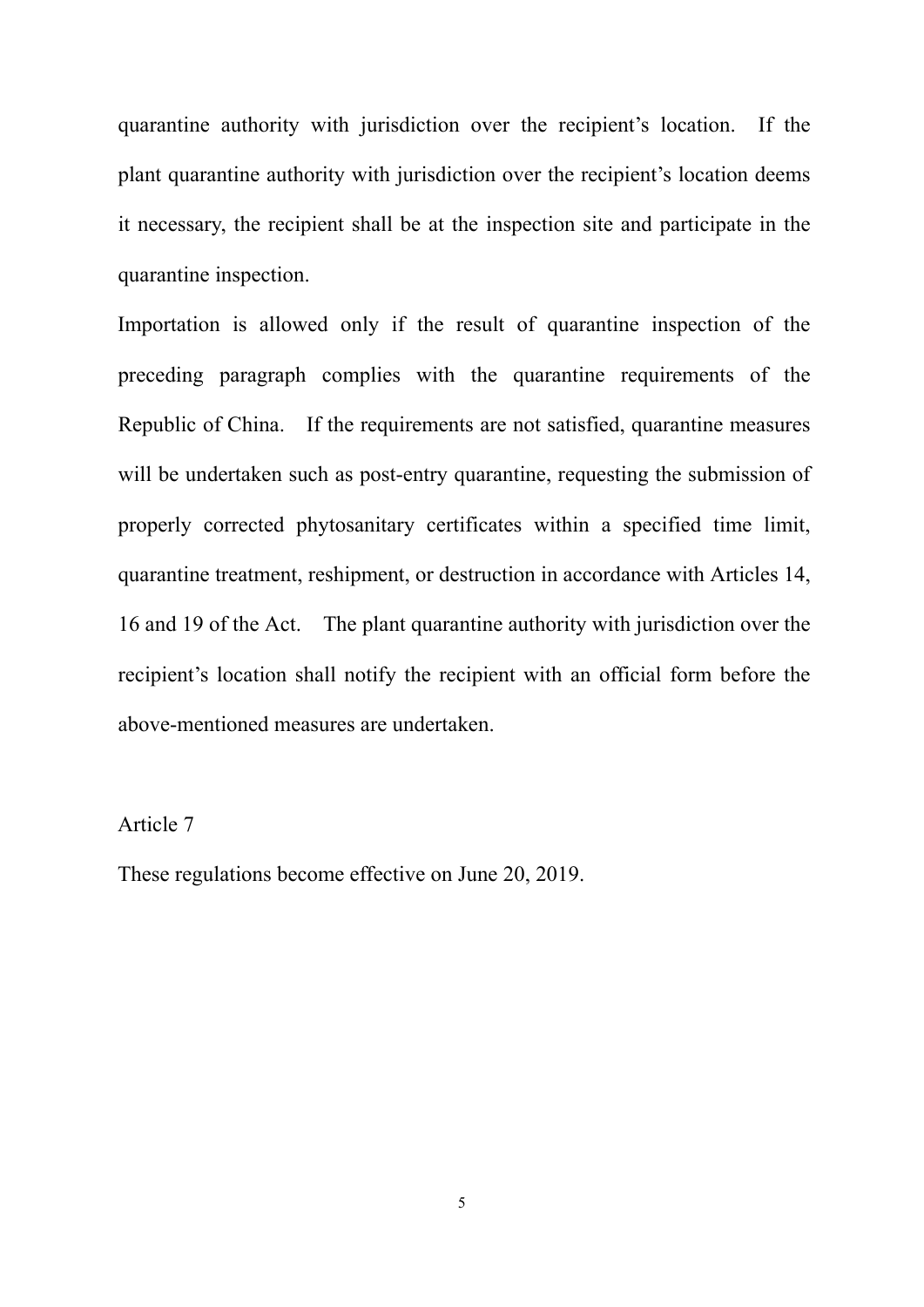quarantine authority with jurisdiction over the recipient's location. If the plant quarantine authority with jurisdiction over the recipient's location deems it necessary, the recipient shall be at the inspection site and participate in the quarantine inspection.

Importation is allowed only if the result of quarantine inspection of the preceding paragraph complies with the quarantine requirements of the Republic of China. If the requirements are not satisfied, quarantine measures will be undertaken such as post-entry quarantine, requesting the submission of properly corrected phytosanitary certificates within a specified time limit, quarantine treatment, reshipment, or destruction in accordance with Articles 14, 16 and 19 of the Act. The plant quarantine authority with jurisdiction over the recipient's location shall notify the recipient with an official form before the above-mentioned measures are undertaken.

Article 7

These regulations become effective on June 20, 2019.